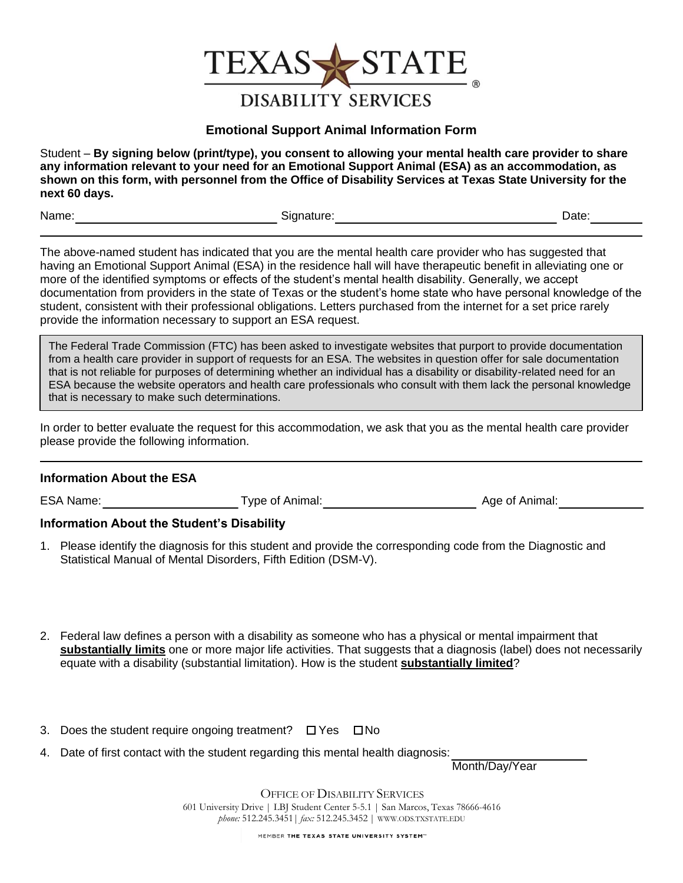TEXAS STATE

DISABILITY SERVICES

## Emotional Support Animal Information Form

Student – **By signing below (print/type), you consent to allowing your mental health care provider to share any information relevant to your need for an Emotional Support Animal (ESA) as an accommodation, as shown on this form, with personnel from the Office of Disability Services at Texas State University for the next 60 days.**

Name: ____________________ Signature: ____________________ Date: ________

---

The above-named student has indicated that you are the mental health care provider who has suggested that having an Emotional Support Animal (ESA) in the residence hall will have therapeutic benefit in alleviating one or more of the identified symptoms or effects of the student's mental health disability. Generally, we accept documentation from providers in the state of Texas or the student's home state who have personal knowledge of the student, consistent with their professional obligations. Letters purchased from the internet for a set price rarely provide the information necessary to support an ESA request.

> The Federal Trade Commission (FTC) has been asked to investigate websites that purport to provide documentation from a health care provider in support of requests for an ESA. The websites in question offer for sale documentation that is not reliable for purposes of determining whether an individual has a disability or disability-related need for an ESA because the website operators and health care professionals who consult with them lack the personal knowledge that is necessary to make such determinations.

In order to better evaluate the request for this accommodation, we ask that you as the mental health care provider please provide the following information.

---

### Information About the ESA

ESA Name: ____________________ Type of Animal: ____________________ Age of Animal: ____________

### Information About the Student's Disability

1. Please identify the diagnosis for this student and provide the corresponding code from the Diagnostic and Statistical Manual of Mental Disorders, Fifth Edition (DSM-V).

2. Federal law defines a person with a disability as someone who has a physical or mental impairment that **substantially limits** one or more major life activities. That suggests that a diagnosis (label) does not necessarily equate with a disability (substantial limitation). How is the student **substantially limited**?

3. Does the student require ongoing treatment? ☐ Yes ☐ No

4. Date of first contact with the student regarding this mental health diagnosis: ____________________
   Month/Day/Year

OFFICE OF DISABILITY SERVICES
601 University Drive | LBJ Student Center 5-5.1 | San Marcos, Texas 78666-4616
*phone:* 512.245.3451 | *fax:* 512.245.3452 | WWW.ODS.TXSTATE.EDU

MEMBER THE TEXAS STATE UNIVERSITY SYSTEM™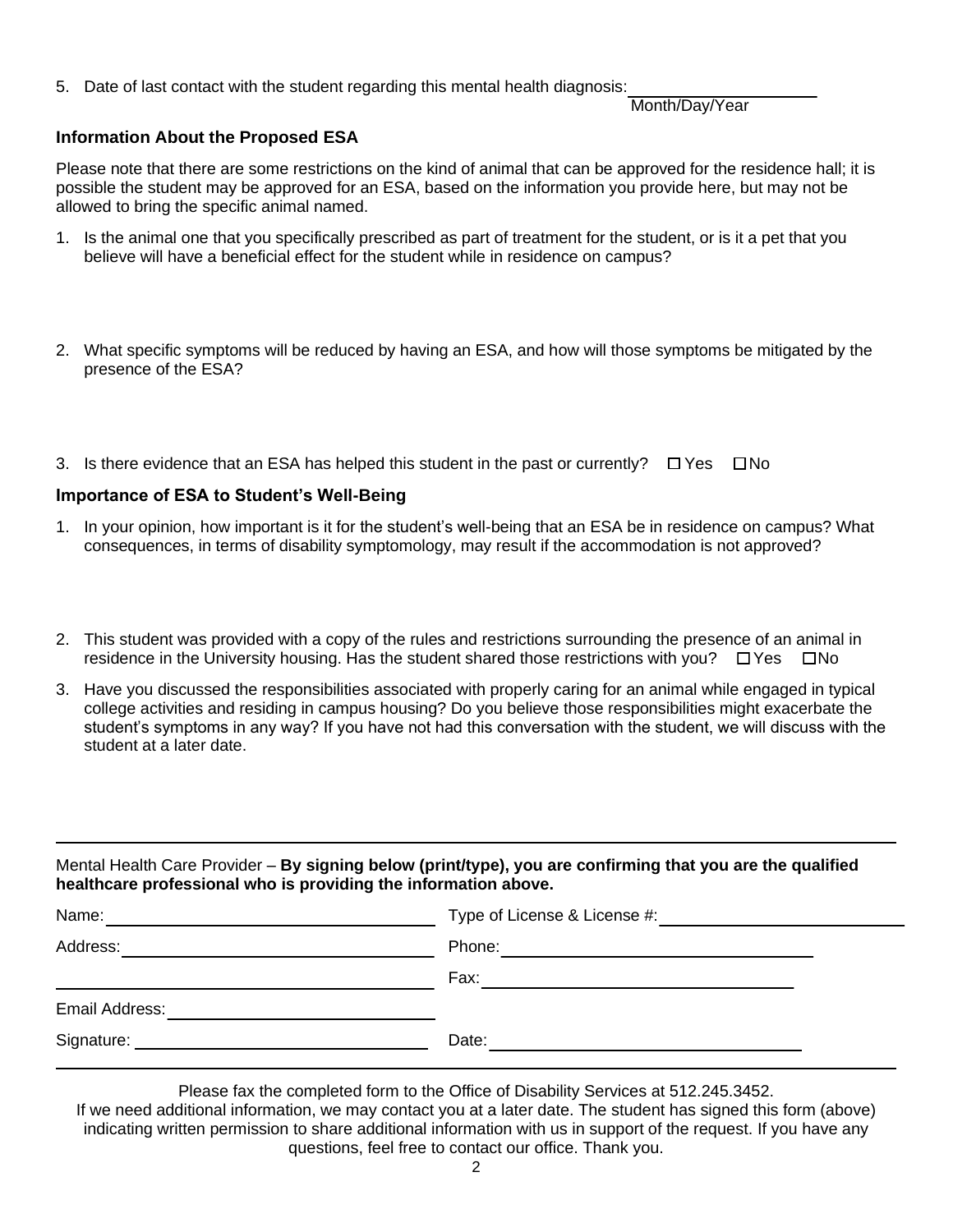5. Date of last contact with the student regarding this mental health diagnosis: ____________________
   Month/Day/Year

### Information About the Proposed ESA

Please note that there are some restrictions on the kind of animal that can be approved for the residence hall; it is possible the student may be approved for an ESA, based on the information you provide here, but may not be allowed to bring the specific animal named.

1. Is the animal one that you specifically prescribed as part of treatment for the student, or is it a pet that you believe will have a beneficial effect for the student while in residence on campus?

2. What specific symptoms will be reduced by having an ESA, and how will those symptoms be mitigated by the presence of the ESA?

3. Is there evidence that an ESA has helped this student in the past or currently? ☐ Yes ☐ No

### Importance of ESA to Student's Well-Being

1. In your opinion, how important is it for the student's well-being that an ESA be in residence on campus? What consequences, in terms of disability symptomology, may result if the accommodation is not approved?

2. This student was provided with a copy of the rules and restrictions surrounding the presence of an animal in residence in the University housing. Has the student shared those restrictions with you? ☐ Yes ☐ No

3. Have you discussed the responsibilities associated with properly caring for an animal while engaged in typical college activities and residing in campus housing? Do you believe those responsibilities might exacerbate the student's symptoms in any way? If you have not had this conversation with the student, we will discuss with the student at a later date.

---

Mental Health Care Provider – **By signing below (print/type), you are confirming that you are the qualified healthcare professional who is providing the information above.**

Name: ______________________________ Type of License & License #: ______________________________

Address: ______________________________ Phone: ______________________________

______________________________ Fax: ______________________________

Email Address: ______________________________

Signature: ______________________________ Date: ______________________________

---

Please fax the completed form to the Office of Disability Services at 512.245.3452.
If we need additional information, we may contact you at a later date. The student has signed this form (above) indicating written permission to share additional information with us in support of the request. If you have any questions, feel free to contact our office. Thank you.